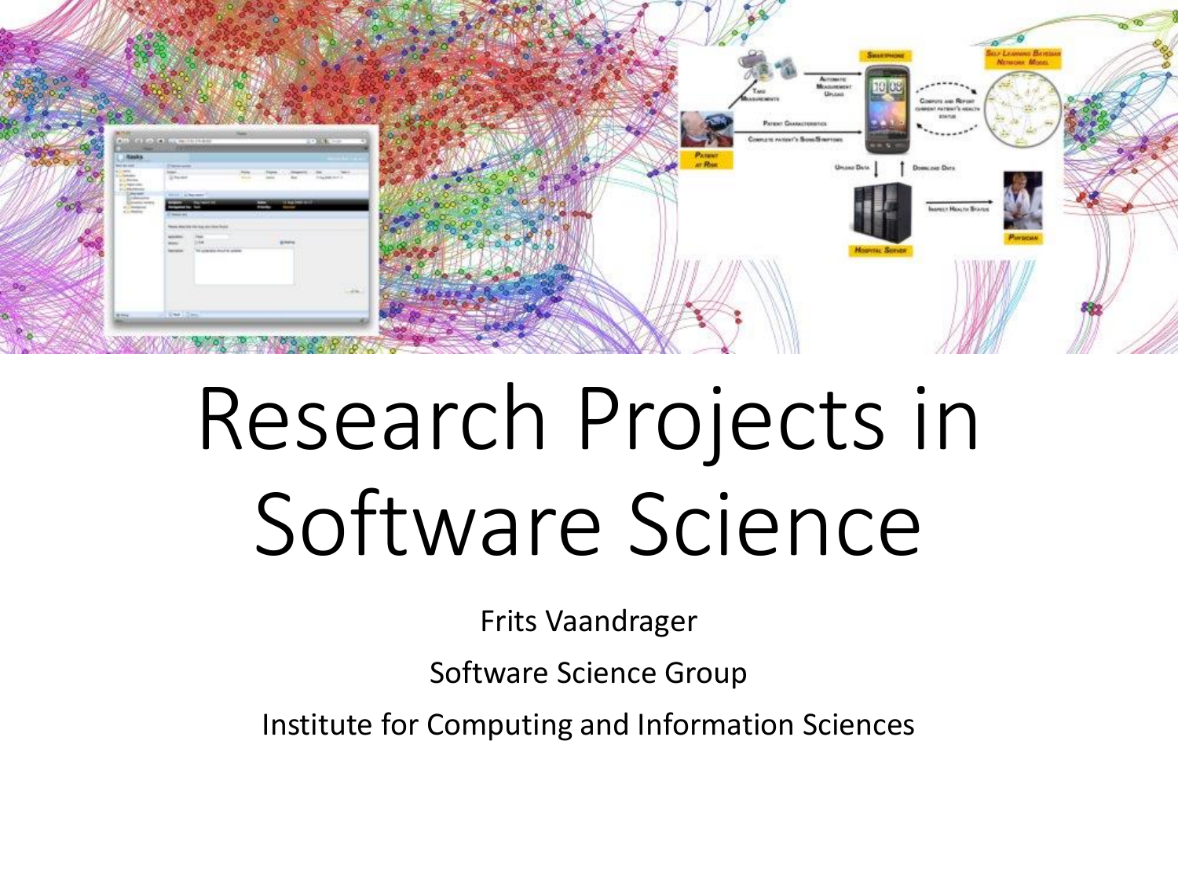# Research Projects in Software Science

Frits Vaandrager

Software Science Group

Institute for Computing and Information Sciences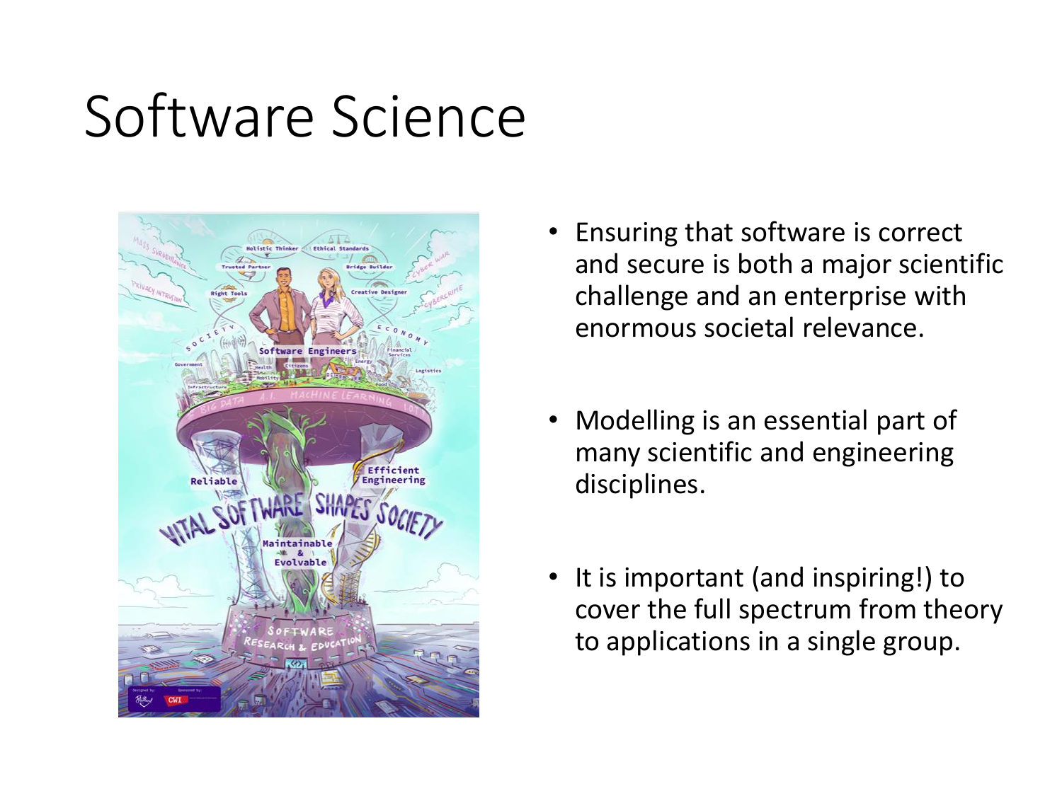# Software Science

- Ensuring that software is correct and secure is both a major scientific challenge and an enterprise with enormous societal relevance.
- Modelling is an essential part of many scientific and engineering disciplines.
- It is important (and inspiring!) to cover the full spectrum from theory to applications in a single group.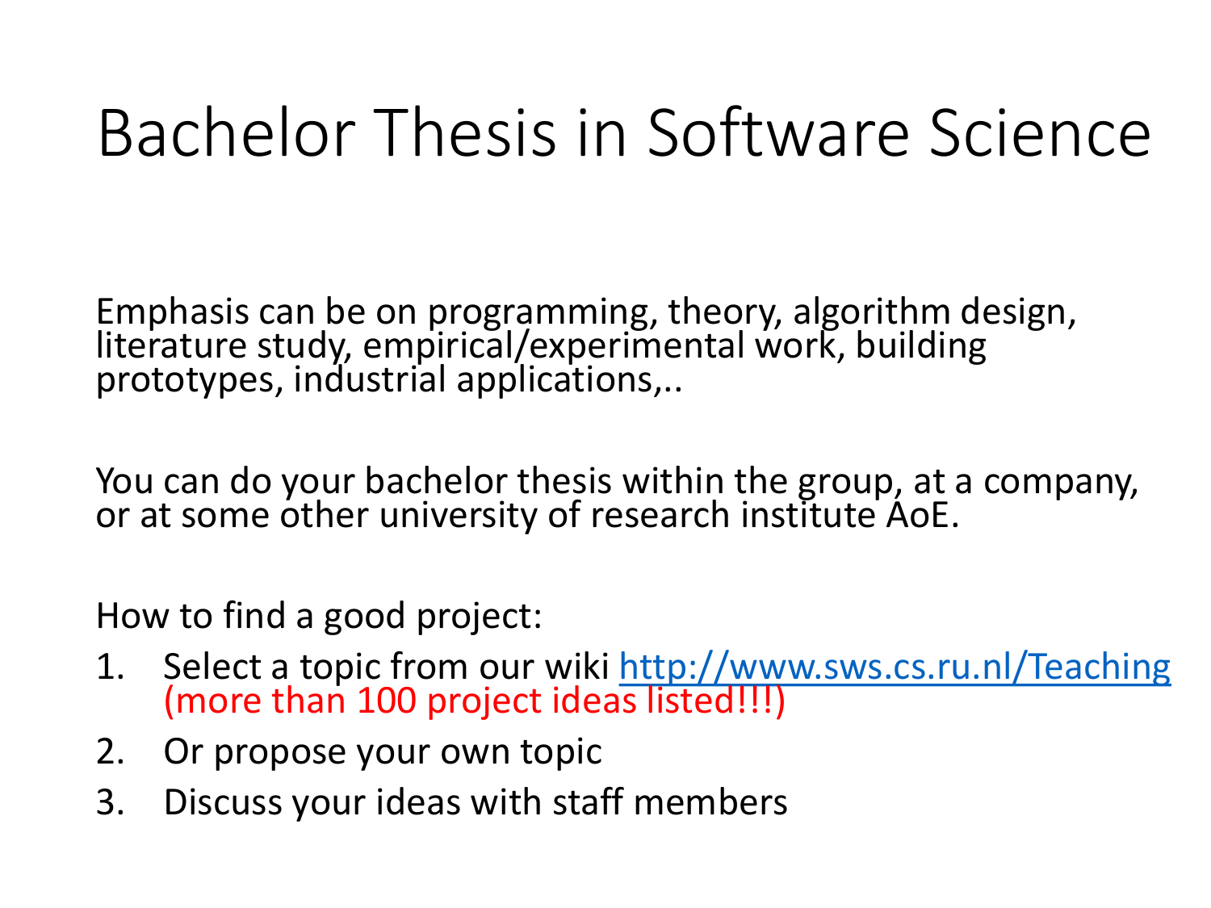# Bachelor Thesis in Software Science

Emphasis can be on programming, theory, algorithm design, literature study, empirical/experimental work, building prototypes, industrial applications,..

You can do your bachelor thesis within the group, at a company, or at some other university of research institute AoE.

How to find a good project:

1. Select a topic from our wiki [http://www.sws.cs.ru.nl/Teaching](http://www.sws.cs.ru.nl/Teaching) (more than 100 project ideas listed!!!)
2. Or propose your own topic
3. Discuss your ideas with staff members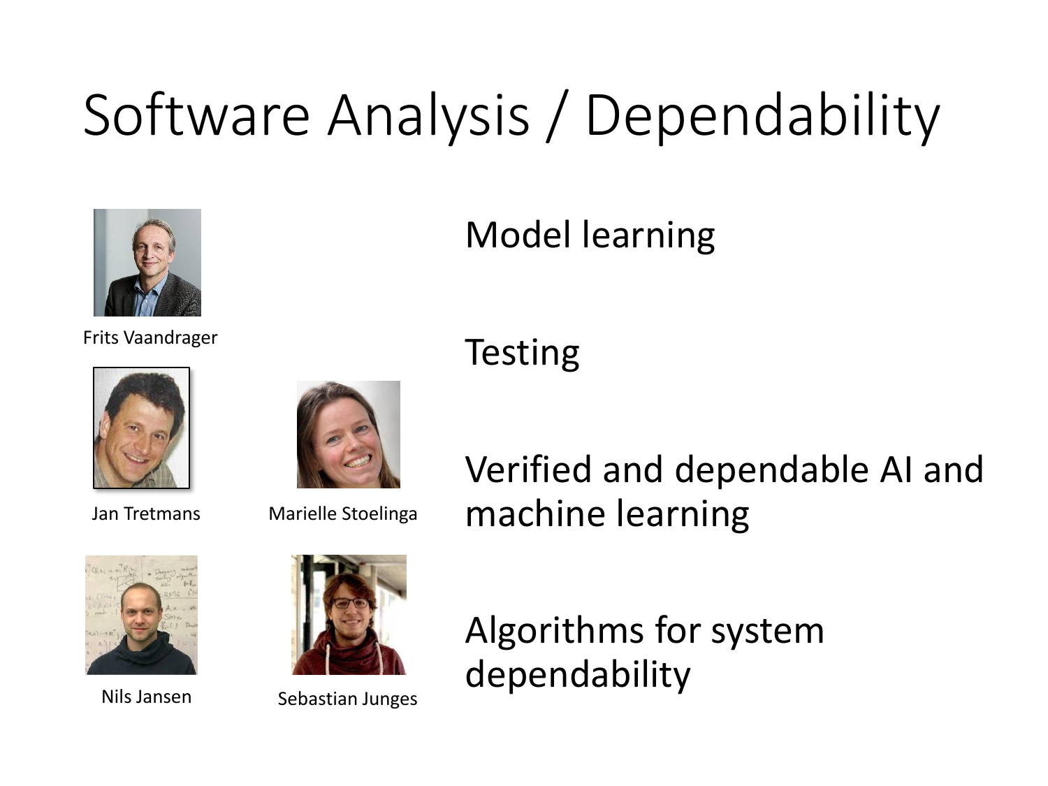# Software Analysis / Dependability

Frits Vaandrager

Jan Tretmans

Marielle Stoelinga

Nils Jansen

Sebastian Junges

Model learning

Testing

Verified and dependable AI and machine learning

Algorithms for system dependability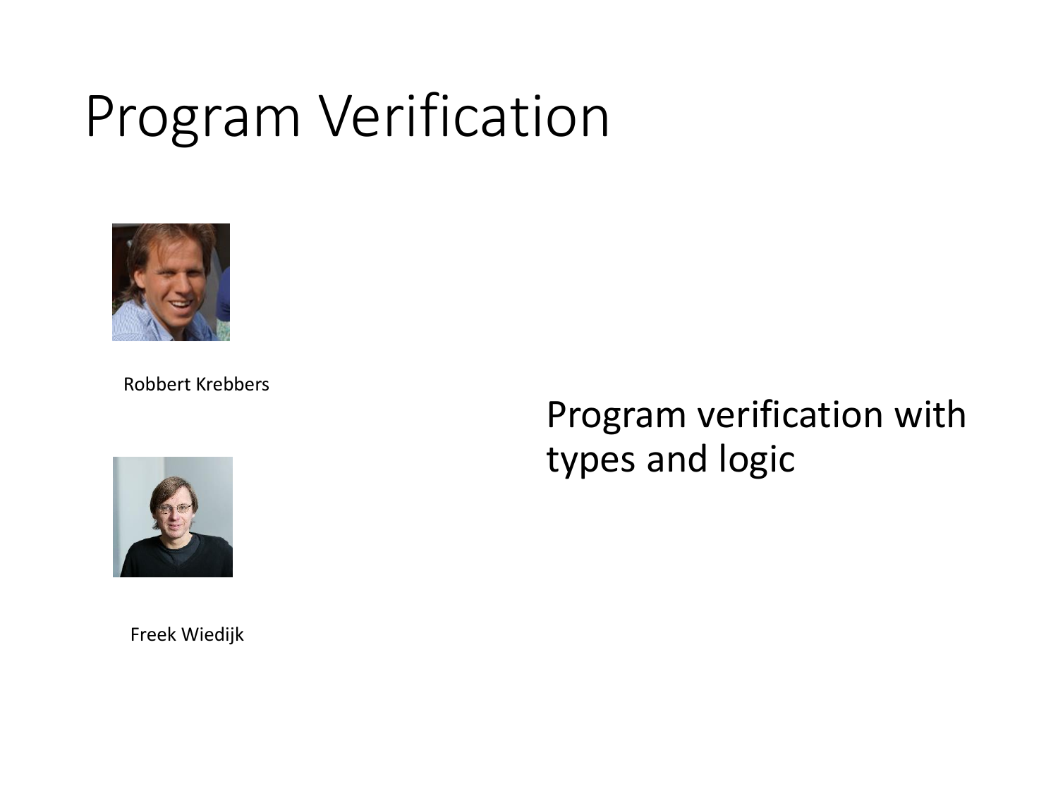# Program Verification

Robbert Krebbers

Freek Wiedijk

Program verification with types and logic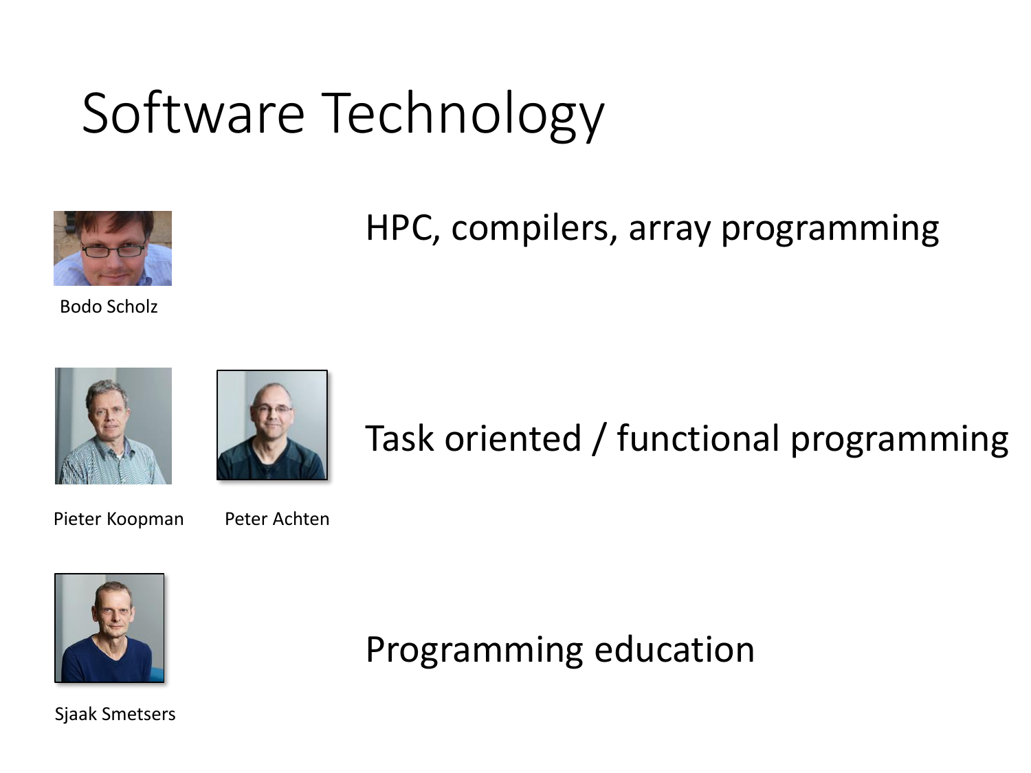# Software Technology

Bodo Scholz

HPC, compilers, array programming

Pieter Koopman

Peter Achten

Task oriented / functional programming

Sjaak Smetsers

Programming education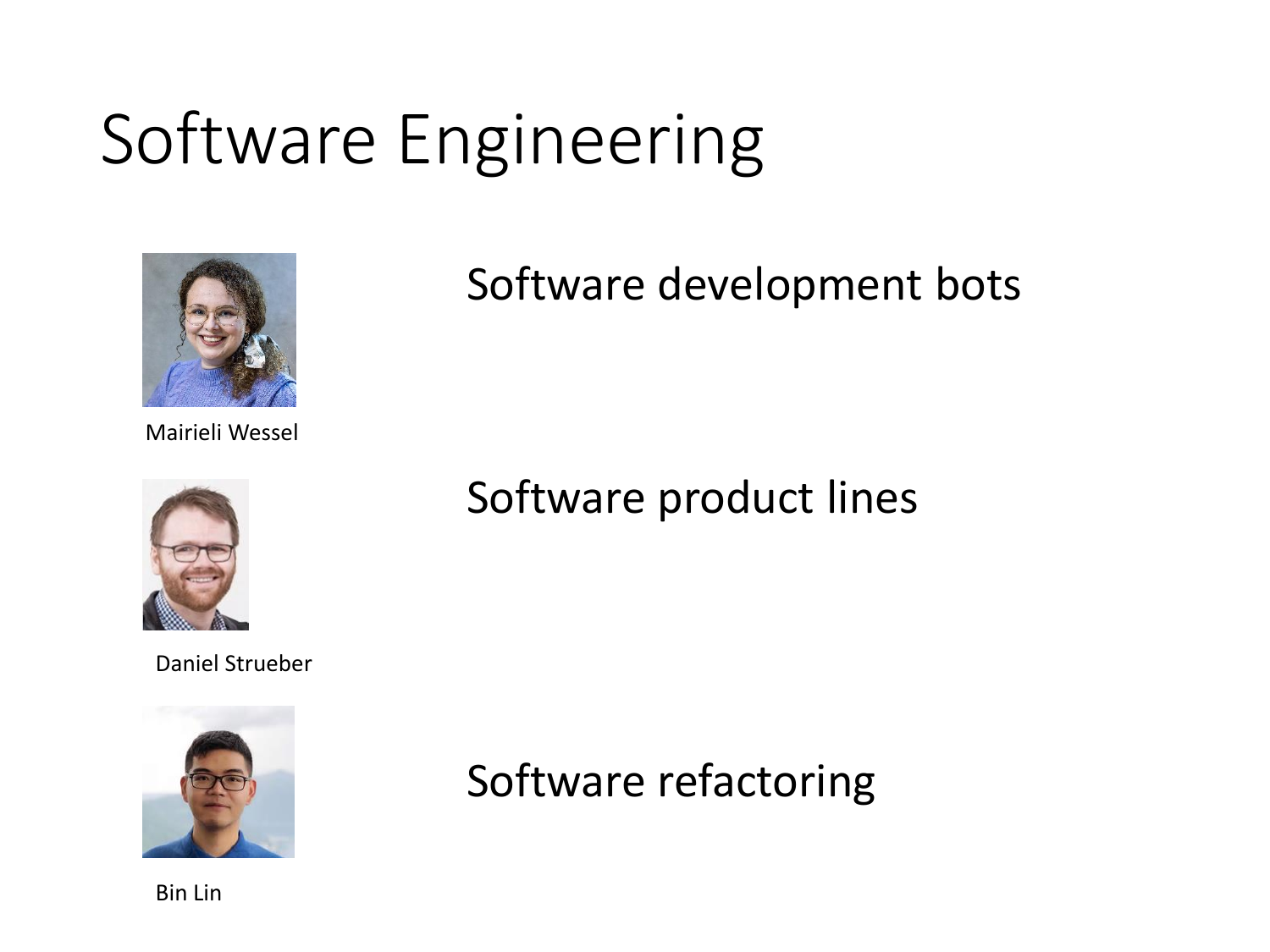# Software Engineering

Mairieli Wessel

Software development bots

Daniel Strueber

Software product lines

Bin Lin

Software refactoring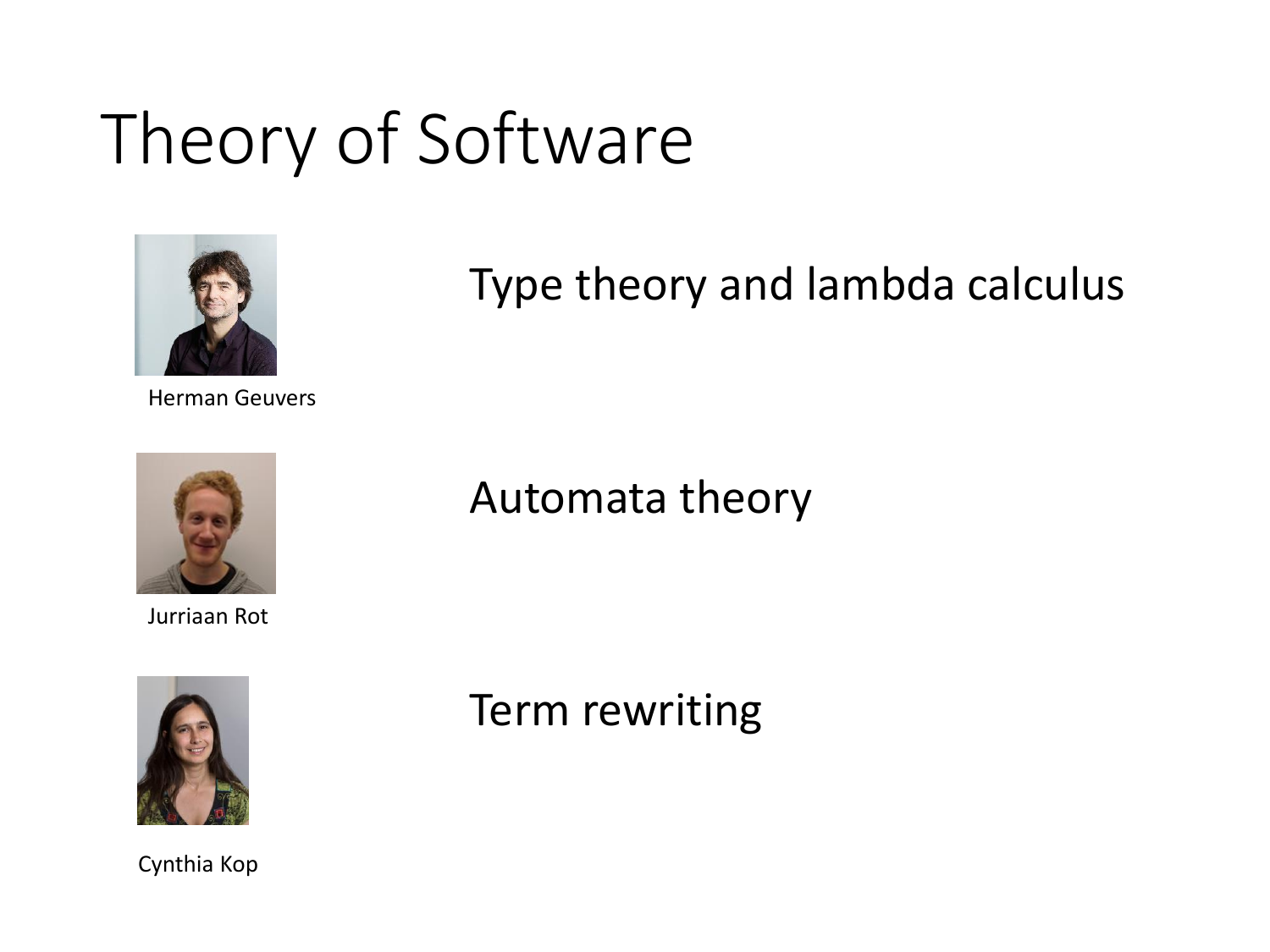# Theory of Software

Herman Geuvers

Type theory and lambda calculus

Jurriaan Rot

Automata theory

Cynthia Kop

Term rewriting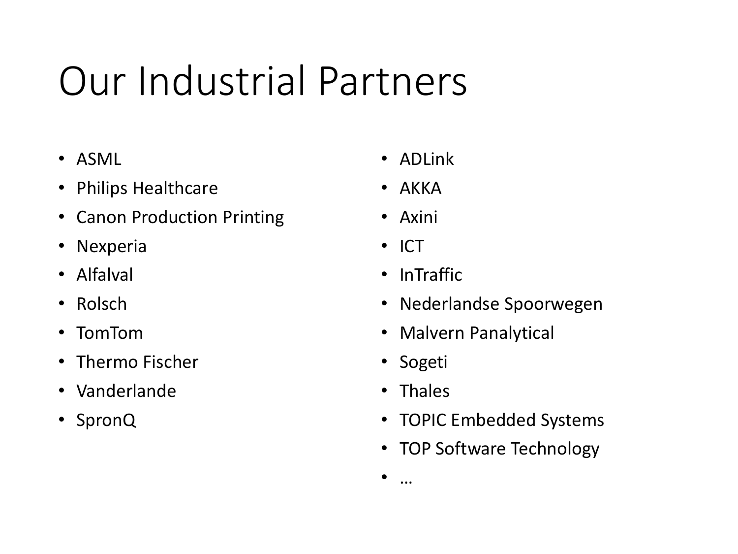# Our Industrial Partners

- ASML
- Philips Healthcare
- Canon Production Printing
- Nexperia
- Alfalval
- Rolsch
- TomTom
- Thermo Fischer
- Vanderlande
- SpronQ
- ADLink
- AKKA
- Axini
- ICT
- InTraffic
- Nederlandse Spoorwegen
- Malvern Panalytical
- Sogeti
- Thales
- TOPIC Embedded Systems
- TOP Software Technology
- …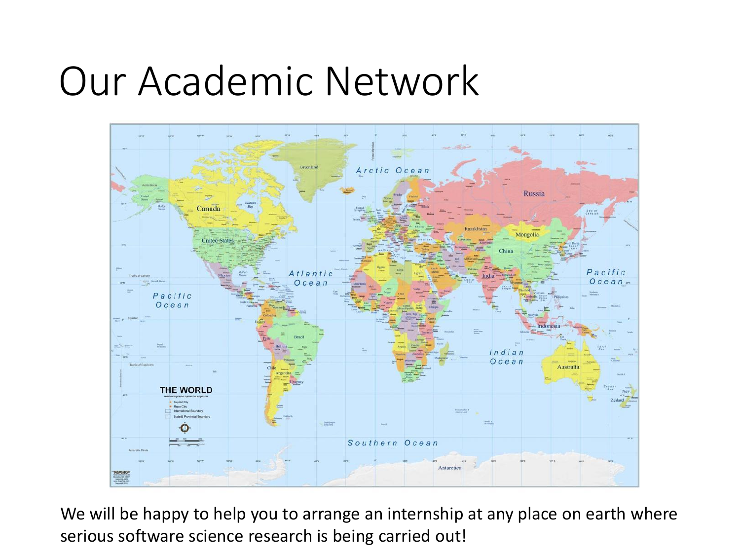# Our Academic Network

We will be happy to help you to arrange an internship at any place on earth where serious software science research is being carried out!